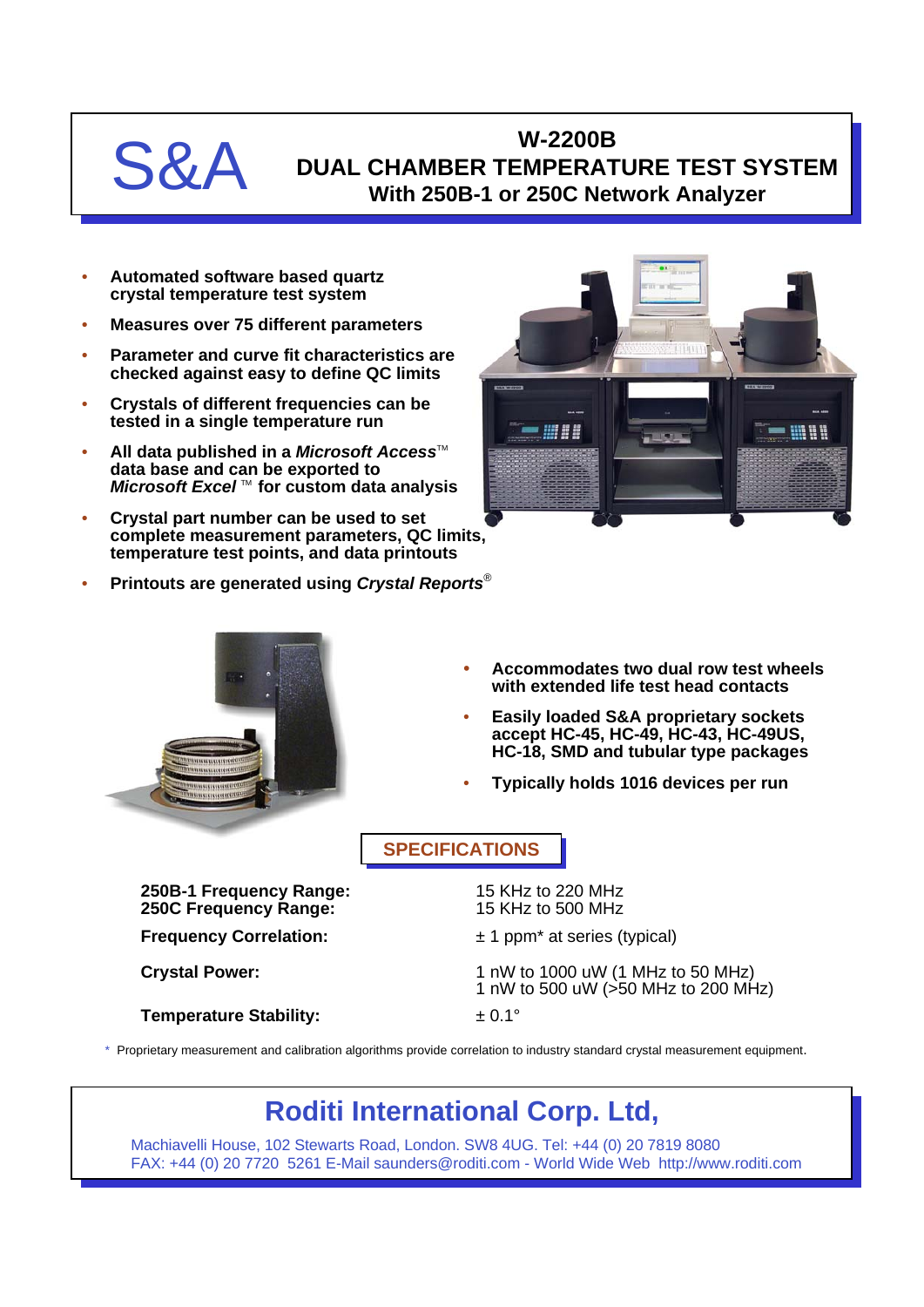S&A

# W-2200B
# DUAL CHAMBER TEMPERATURE TEST SYSTEM
## With 250B-1 or 250C Network Analyzer

- **Automated software based quartz crystal temperature test system**
- **Measures over 75 different parameters**
- **Parameter and curve fit characteristics are checked against easy to define QC limits**
- **Crystals of different frequencies can be tested in a single temperature run**
- **All data published in a *Microsoft Access*™ data base and can be exported to *Microsoft Excel* ™ for custom data analysis**
- **Crystal part number can be used to set complete measurement parameters, QC limits, temperature test points, and data printouts**
- **Printouts are generated using *Crystal Reports*®**

- **Accommodates two dual row test wheels with extended life test head contacts**
- **Easily loaded S&A proprietary sockets accept HC-45, HC-49, HC-43, HC-49US, HC-18, SMD and tubular type packages**
- **Typically holds 1016 devices per run**

## SPECIFICATIONS

| | |
|---|---|
| **250B-1 Frequency Range:** | 15 KHz to 220 MHz |
| **250C Frequency Range:** | 15 KHz to 500 MHz |
| **Frequency Correlation:** | ± 1 ppm* at series (typical) |
| **Crystal Power:** | 1 nW to 1000 uW (1 MHz to 50 MHz)<br>1 nW to 500 uW (>50 MHz to 200 MHz) |
| **Temperature Stability:** | ± 0.1° |

\* Proprietary measurement and calibration algorithms provide correlation to industry standard crystal measurement equipment.

## Roditi International Corp. Ltd,

Machiavelli House, 102 Stewarts Road, London. SW8 4UG. Tel: +44 (0) 20 7819 8080
FAX: +44 (0) 20 7720 5261 E-Mail saunders@roditi.com - World Wide Web http://www.roditi.com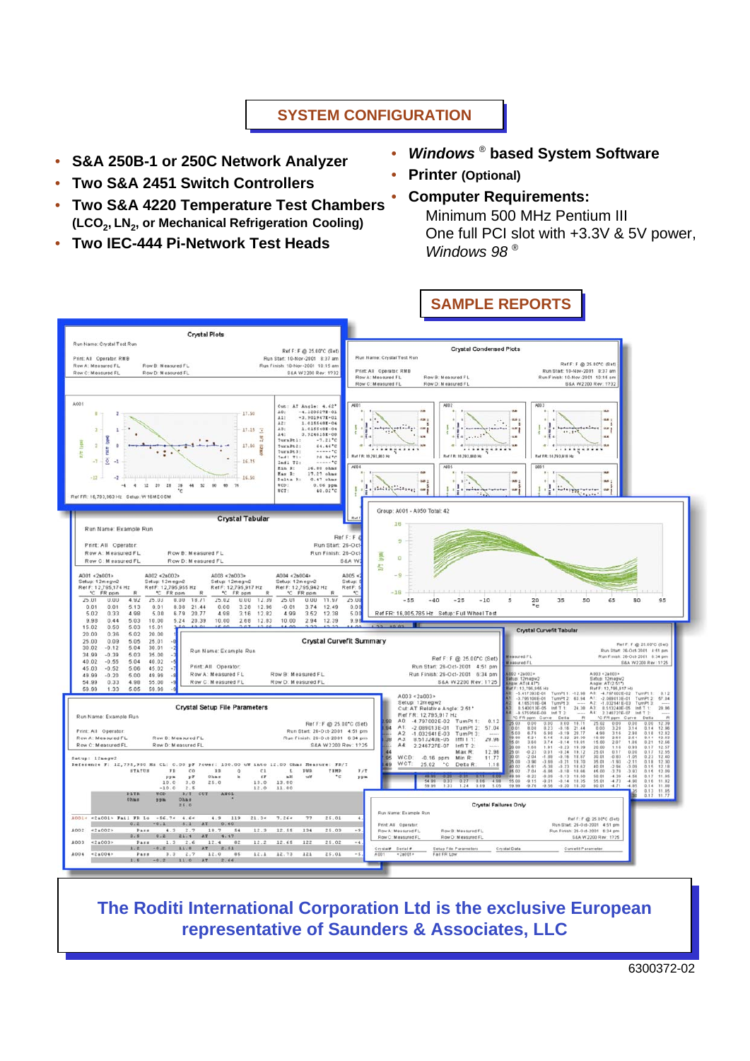# SYSTEM CONFIGURATION

- **S&A 250B-1 or 250C Network Analyzer**
- **Two S&A 2451 Switch Controllers**
- **Two S&A 4220 Temperature Test Chambers**
  **($LCO_2$, $LN_2$, or Mechanical Refrigeration Cooling)**
- **Two IEC-444 Pi-Network Test Heads**

- ***Windows*** **® based System Software**
- **Printer (Optional)**
- **Computer Requirements:**
  Minimum 500 MHz Pentium III
  One full PCI slot with +3.3V & 5V power,
  *Windows 98* ®

# SAMPLE REPORTS

Crystal Plots

Crystal Condensed Plots

Crystal Tabular

Crystal Curvefit Summary

Crystal Curvefit Tabular

Crystal Setup File Parameters

Crystal Failures Only

**The Roditi International Corporation Ltd is the exclusive European representative of Saunders & Associates, LLC**

6300372-02